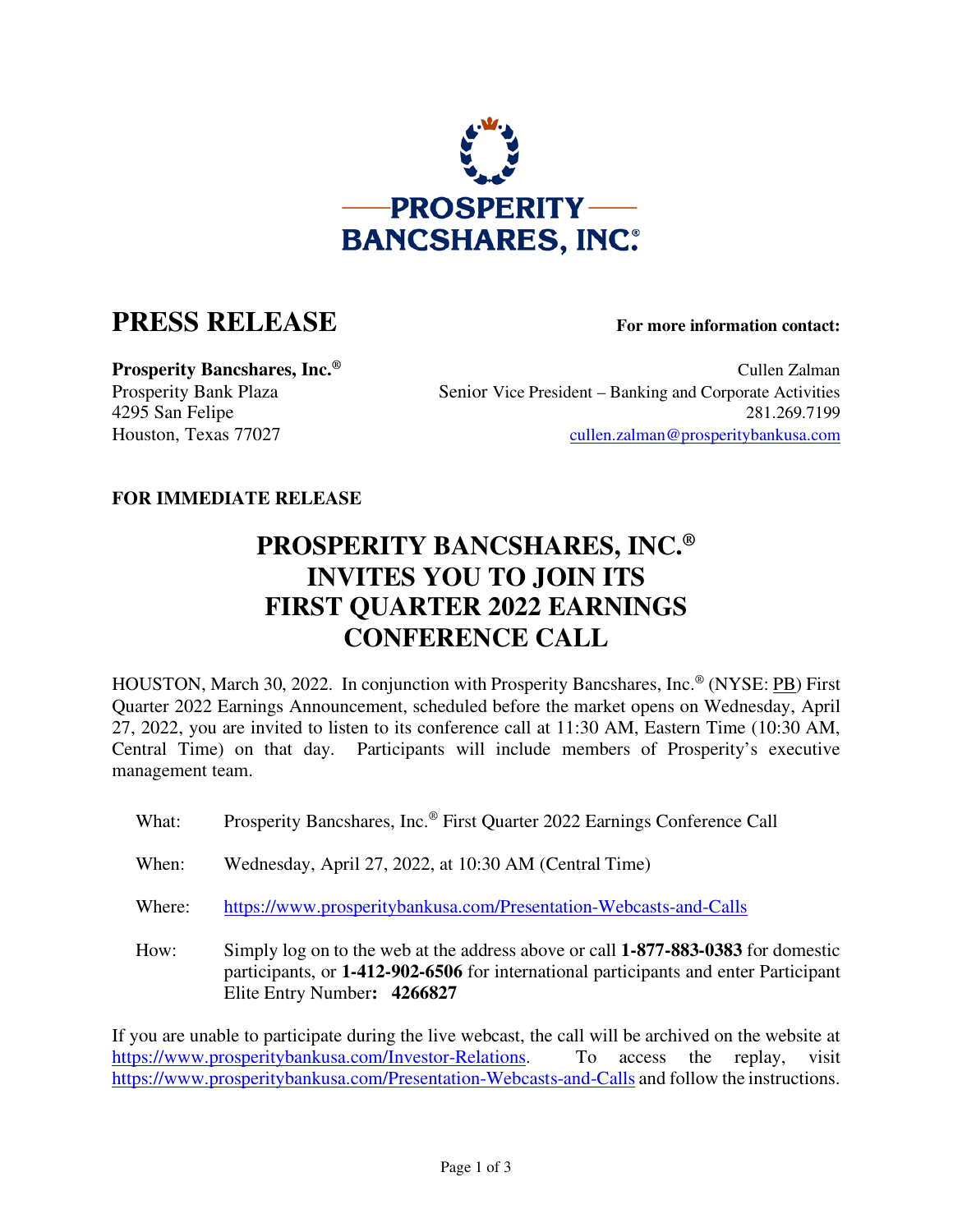**PROSPERITY BANCSHARES, INC.®**

# PRESS RELEASE

**For more information contact:**

**Prosperity Bancshares, Inc.®**
Prosperity Bank Plaza
4295 San Felipe
Houston, Texas 77027

Cullen Zalman
Senior Vice President – Banking and Corporate Activities
281.269.7199
cullen.zalman@prosperitybankusa.com

**FOR IMMEDIATE RELEASE**

## PROSPERITY BANCSHARES, INC.® INVITES YOU TO JOIN ITS FIRST QUARTER 2022 EARNINGS CONFERENCE CALL

HOUSTON, March 30, 2022. In conjunction with Prosperity Bancshares, Inc.® (NYSE: PB) First Quarter 2022 Earnings Announcement, scheduled before the market opens on Wednesday, April 27, 2022, you are invited to listen to its conference call at 11:30 AM, Eastern Time (10:30 AM, Central Time) on that day. Participants will include members of Prosperity's executive management team.

What: Prosperity Bancshares, Inc.® First Quarter 2022 Earnings Conference Call

When: Wednesday, April 27, 2022, at 10:30 AM (Central Time)

Where: https://www.prosperitybankusa.com/Presentation-Webcasts-and-Calls

How: Simply log on to the web at the address above or call **1-877-883-0383** for domestic participants, or **1-412-902-6506** for international participants and enter Participant Elite Entry Number**: 4266827**

If you are unable to participate during the live webcast, the call will be archived on the website at https://www.prosperitybankusa.com/Investor-Relations. To access the replay, visit https://www.prosperitybankusa.com/Presentation-Webcasts-and-Calls and follow the instructions.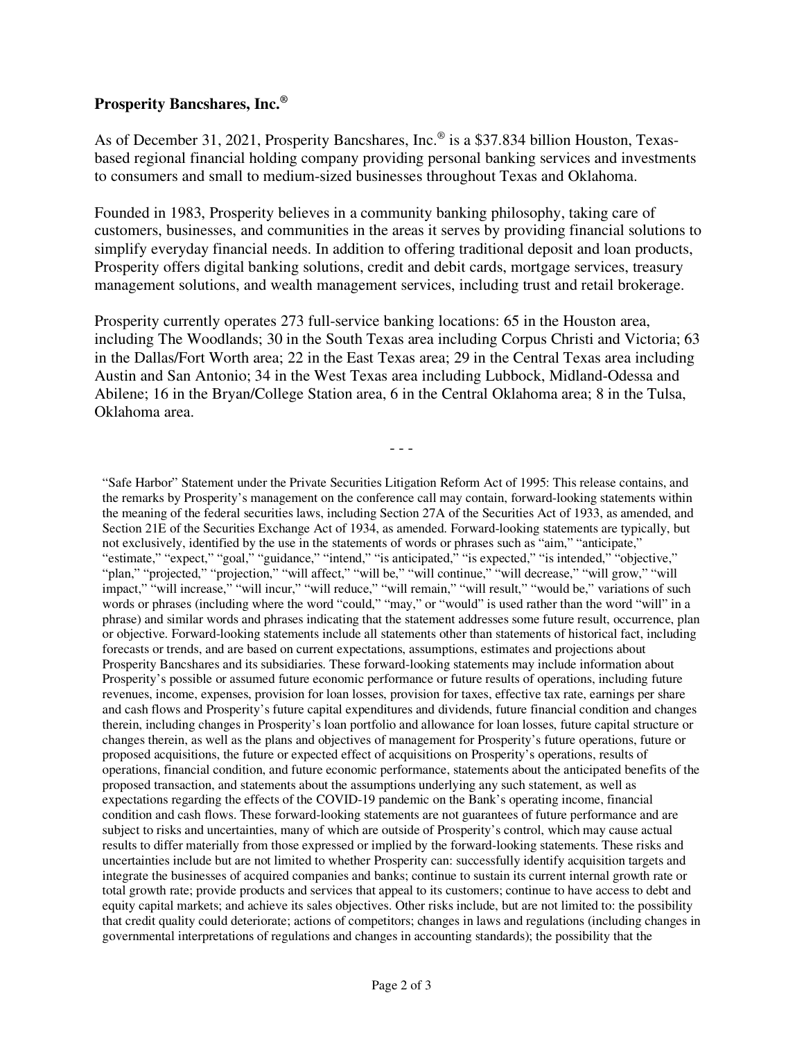**Prosperity Bancshares, Inc.®**

As of December 31, 2021, Prosperity Bancshares, Inc.® is a $37.834 billion Houston, Texas-based regional financial holding company providing personal banking services and investments to consumers and small to medium-sized businesses throughout Texas and Oklahoma.

Founded in 1983, Prosperity believes in a community banking philosophy, taking care of customers, businesses, and communities in the areas it serves by providing financial solutions to simplify everyday financial needs. In addition to offering traditional deposit and loan products, Prosperity offers digital banking solutions, credit and debit cards, mortgage services, treasury management solutions, and wealth management services, including trust and retail brokerage.

Prosperity currently operates 273 full-service banking locations: 65 in the Houston area, including The Woodlands; 30 in the South Texas area including Corpus Christi and Victoria; 63 in the Dallas/Fort Worth area; 22 in the East Texas area; 29 in the Central Texas area including Austin and San Antonio; 34 in the West Texas area including Lubbock, Midland-Odessa and Abilene; 16 in the Bryan/College Station area, 6 in the Central Oklahoma area; 8 in the Tulsa, Oklahoma area.

- - -

"Safe Harbor" Statement under the Private Securities Litigation Reform Act of 1995: This release contains, and the remarks by Prosperity's management on the conference call may contain, forward-looking statements within the meaning of the federal securities laws, including Section 27A of the Securities Act of 1933, as amended, and Section 21E of the Securities Exchange Act of 1934, as amended. Forward-looking statements are typically, but not exclusively, identified by the use in the statements of words or phrases such as "aim," "anticipate," "estimate," "expect," "goal," "guidance," "intend," "is anticipated," "is expected," "is intended," "objective," "plan," "projected," "projection," "will affect," "will be," "will continue," "will decrease," "will grow," "will impact," "will increase," "will incur," "will reduce," "will remain," "will result," "would be," variations of such words or phrases (including where the word "could," "may," or "would" is used rather than the word "will" in a phrase) and similar words and phrases indicating that the statement addresses some future result, occurrence, plan or objective. Forward-looking statements include all statements other than statements of historical fact, including forecasts or trends, and are based on current expectations, assumptions, estimates and projections about Prosperity Bancshares and its subsidiaries. These forward-looking statements may include information about Prosperity's possible or assumed future economic performance or future results of operations, including future revenues, income, expenses, provision for loan losses, provision for taxes, effective tax rate, earnings per share and cash flows and Prosperity's future capital expenditures and dividends, future financial condition and changes therein, including changes in Prosperity's loan portfolio and allowance for loan losses, future capital structure or changes therein, as well as the plans and objectives of management for Prosperity's future operations, future or proposed acquisitions, the future or expected effect of acquisitions on Prosperity's operations, results of operations, financial condition, and future economic performance, statements about the anticipated benefits of the proposed transaction, and statements about the assumptions underlying any such statement, as well as expectations regarding the effects of the COVID-19 pandemic on the Bank's operating income, financial condition and cash flows. These forward-looking statements are not guarantees of future performance and are subject to risks and uncertainties, many of which are outside of Prosperity's control, which may cause actual results to differ materially from those expressed or implied by the forward-looking statements. These risks and uncertainties include but are not limited to whether Prosperity can: successfully identify acquisition targets and integrate the businesses of acquired companies and banks; continue to sustain its current internal growth rate or total growth rate; provide products and services that appeal to its customers; continue to have access to debt and equity capital markets; and achieve its sales objectives. Other risks include, but are not limited to: the possibility that credit quality could deteriorate; actions of competitors; changes in laws and regulations (including changes in governmental interpretations of regulations and changes in accounting standards); the possibility that the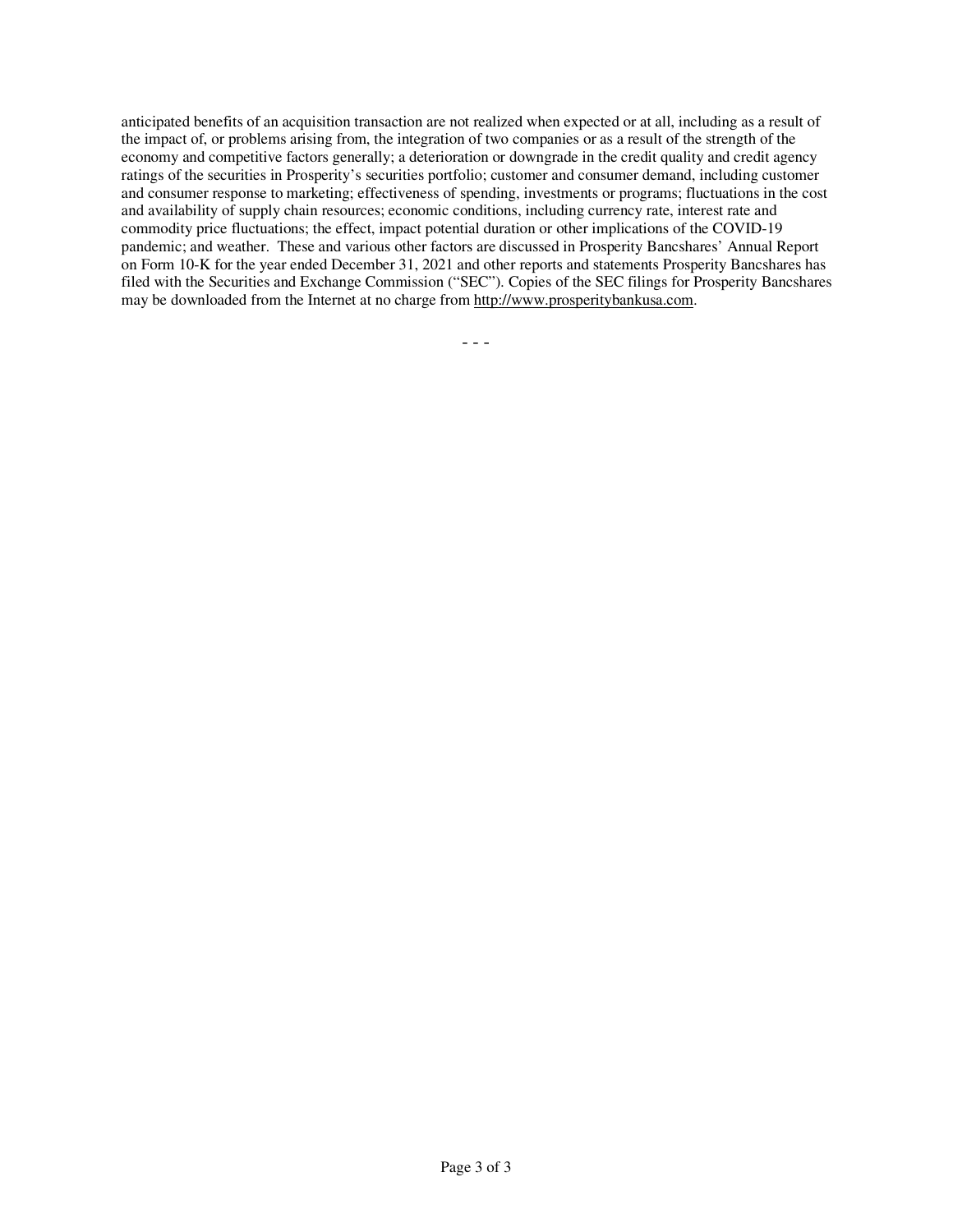anticipated benefits of an acquisition transaction are not realized when expected or at all, including as a result of the impact of, or problems arising from, the integration of two companies or as a result of the strength of the economy and competitive factors generally; a deterioration or downgrade in the credit quality and credit agency ratings of the securities in Prosperity's securities portfolio; customer and consumer demand, including customer and consumer response to marketing; effectiveness of spending, investments or programs; fluctuations in the cost and availability of supply chain resources; economic conditions, including currency rate, interest rate and commodity price fluctuations; the effect, impact potential duration or other implications of the COVID-19 pandemic; and weather. These and various other factors are discussed in Prosperity Bancshares' Annual Report on Form 10-K for the year ended December 31, 2021 and other reports and statements Prosperity Bancshares has filed with the Securities and Exchange Commission ("SEC"). Copies of the SEC filings for Prosperity Bancshares may be downloaded from the Internet at no charge from http://www.prosperitybankusa.com.

- - -